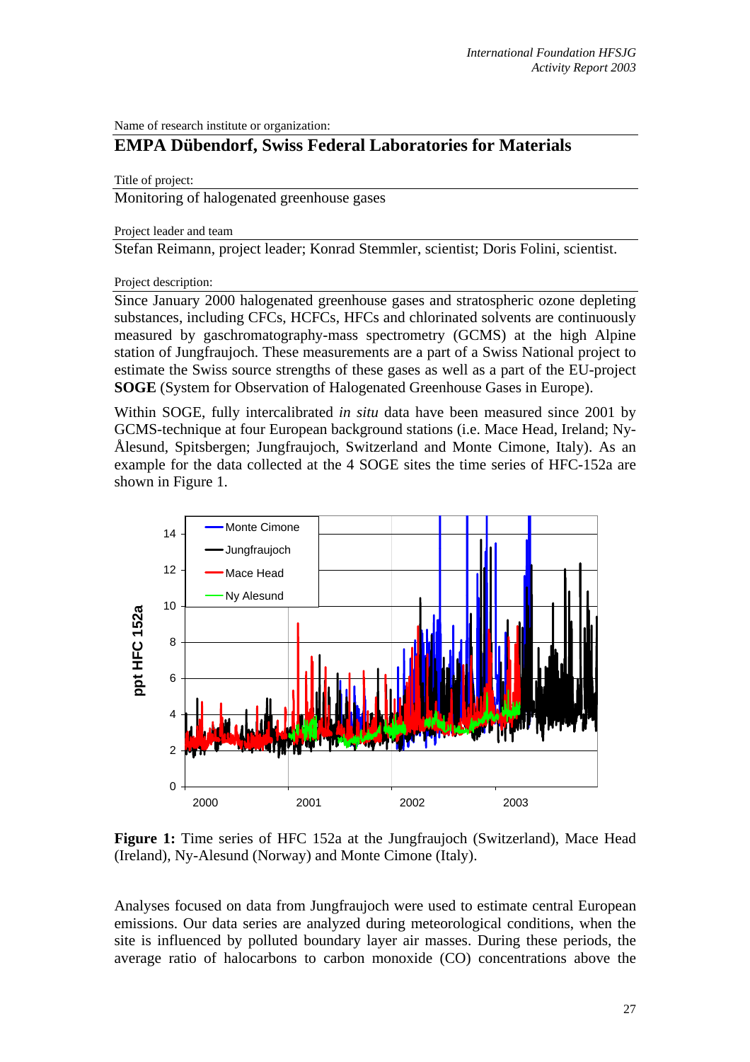Name of research institute or organization:

## EMPA Dübendorf, Swiss Federal Laboratories for Materials

Title of project:

Monitoring of halogenated greenhouse gases

Project leader and team

Stefan Reimann, project leader; Konrad Stemmler, scientist; Doris Folini, scientist.

Project description:

Since January 2000 halogenated greenhouse gases and stratospheric ozone depleting substances, including CFCs, HCFCs, HFCs and chlorinated solvents are continuously measured by gaschromatography-mass spectrometry (GCMS) at the high Alpine station of Jungfraujoch. These measurements are a part of a Swiss National project to estimate the Swiss source strengths of these gases as well as a part of the EU-project **SOGE** (System for Observation of Halogenated Greenhouse Gases in Europe).

Within SOGE, fully intercalibrated *in situ* data have been measured since 2001 by GCMS-technique at four European background stations (i.e. Mace Head, Ireland; Ny-Ålesund, Spitsbergen; Jungfraujoch, Switzerland and Monte Cimone, Italy). As an example for the data collected at the 4 SOGE sites the time series of HFC-152a are shown in Figure 1.

**Figure 1:** Time series of HFC 152a at the Jungfraujoch (Switzerland), Mace Head (Ireland), Ny-Alesund (Norway) and Monte Cimone (Italy).

Analyses focused on data from Jungfraujoch were used to estimate central European emissions. Our data series are analyzed during meteorological conditions, when the site is influenced by polluted boundary layer air masses. During these periods, the average ratio of halocarbons to carbon monoxide (CO) concentrations above the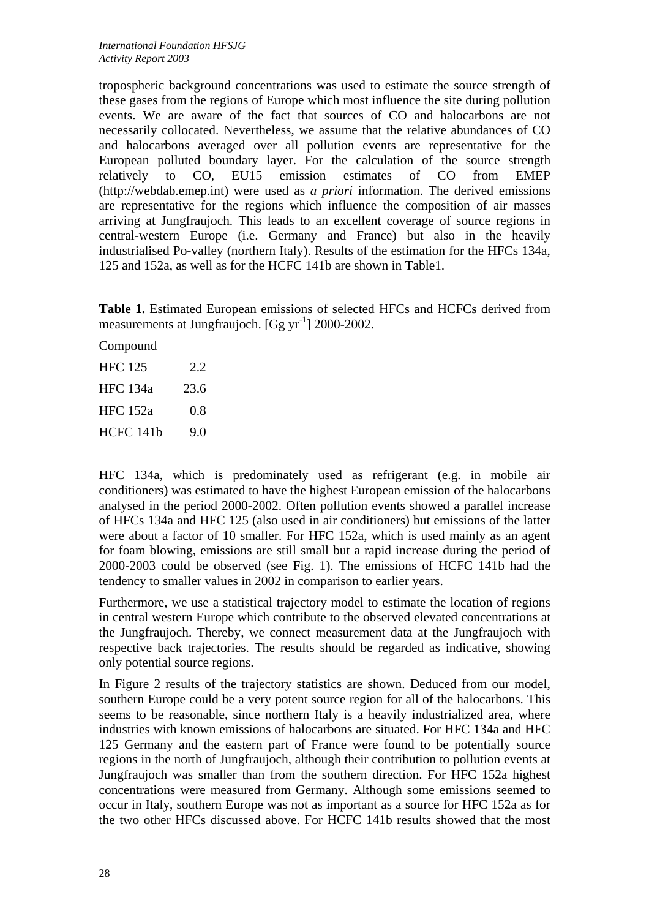tropospheric background concentrations was used to estimate the source strength of these gases from the regions of Europe which most influence the site during pollution events. We are aware of the fact that sources of CO and halocarbons are not necessarily collocated. Nevertheless, we assume that the relative abundances of CO and halocarbons averaged over all pollution events are representative for the European polluted boundary layer. For the calculation of the source strength relatively to CO, EU15 emission estimates of CO from EMEP (http://webdab.emep.int) were used as *a priori* information. The derived emissions are representative for the regions which influence the composition of air masses arriving at Jungfraujoch. This leads to an excellent coverage of source regions in central-western Europe (i.e. Germany and France) but also in the heavily industrialised Po-valley (northern Italy). Results of the estimation for the HFCs 134a, 125 and 152a, as well as for the HCFC 141b are shown in Table1.

**Table 1.** Estimated European emissions of selected HFCs and HCFCs derived from measurements at Jungfraujoch. [Gg $yr^{-1}$] 2000-2002.

| Compound | |
|---|---|
| HFC 125 | 2.2 |
| HFC 134a | 23.6 |
| HFC 152a | 0.8 |
| HCFC 141b | 9.0 |

HFC 134a, which is predominately used as refrigerant (e.g. in mobile air conditioners) was estimated to have the highest European emission of the halocarbons analysed in the period 2000-2002. Often pollution events showed a parallel increase of HFCs 134a and HFC 125 (also used in air conditioners) but emissions of the latter were about a factor of 10 smaller. For HFC 152a, which is used mainly as an agent for foam blowing, emissions are still small but a rapid increase during the period of 2000-2003 could be observed (see Fig. 1). The emissions of HCFC 141b had the tendency to smaller values in 2002 in comparison to earlier years.

Furthermore, we use a statistical trajectory model to estimate the location of regions in central western Europe which contribute to the observed elevated concentrations at the Jungfraujoch. Thereby, we connect measurement data at the Jungfraujoch with respective back trajectories. The results should be regarded as indicative, showing only potential source regions.

In Figure 2 results of the trajectory statistics are shown. Deduced from our model, southern Europe could be a very potent source region for all of the halocarbons. This seems to be reasonable, since northern Italy is a heavily industrialized area, where industries with known emissions of halocarbons are situated. For HFC 134a and HFC 125 Germany and the eastern part of France were found to be potentially source regions in the north of Jungfraujoch, although their contribution to pollution events at Jungfraujoch was smaller than from the southern direction. For HFC 152a highest concentrations were measured from Germany. Although some emissions seemed to occur in Italy, southern Europe was not as important as a source for HFC 152a as for the two other HFCs discussed above. For HCFC 141b results showed that the most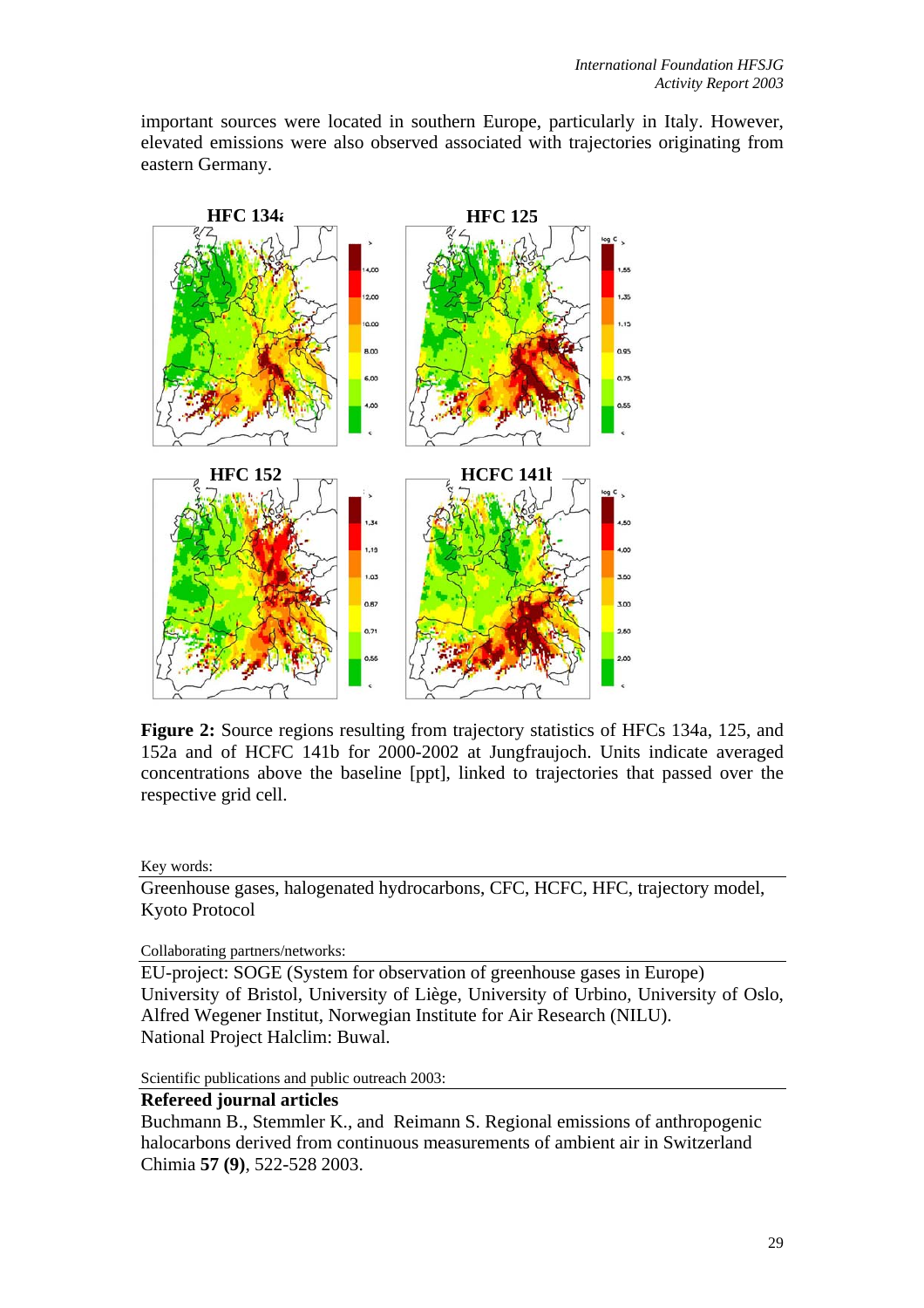important sources were located in southern Europe, particularly in Italy. However, elevated emissions were also observed associated with trajectories originating from eastern Germany.

**Figure 2:** Source regions resulting from trajectory statistics of HFCs 134a, 125, and 152a and of HCFC 141b for 2000-2002 at Jungfraujoch. Units indicate averaged concentrations above the baseline [ppt], linked to trajectories that passed over the respective grid cell.

Key words:

Greenhouse gases, halogenated hydrocarbons, CFC, HCFC, HFC, trajectory model, Kyoto Protocol

Collaborating partners/networks:

EU-project: SOGE (System for observation of greenhouse gases in Europe)
University of Bristol, University of Liège, University of Urbino, University of Oslo, Alfred Wegener Institut, Norwegian Institute for Air Research (NILU).
National Project Halclim: Buwal.

Scientific publications and public outreach 2003:

**Refereed journal articles**

Buchmann B., Stemmler K., and Reimann S. Regional emissions of anthropogenic halocarbons derived from continuous measurements of ambient air in Switzerland Chimia **57 (9)**, 522-528 2003.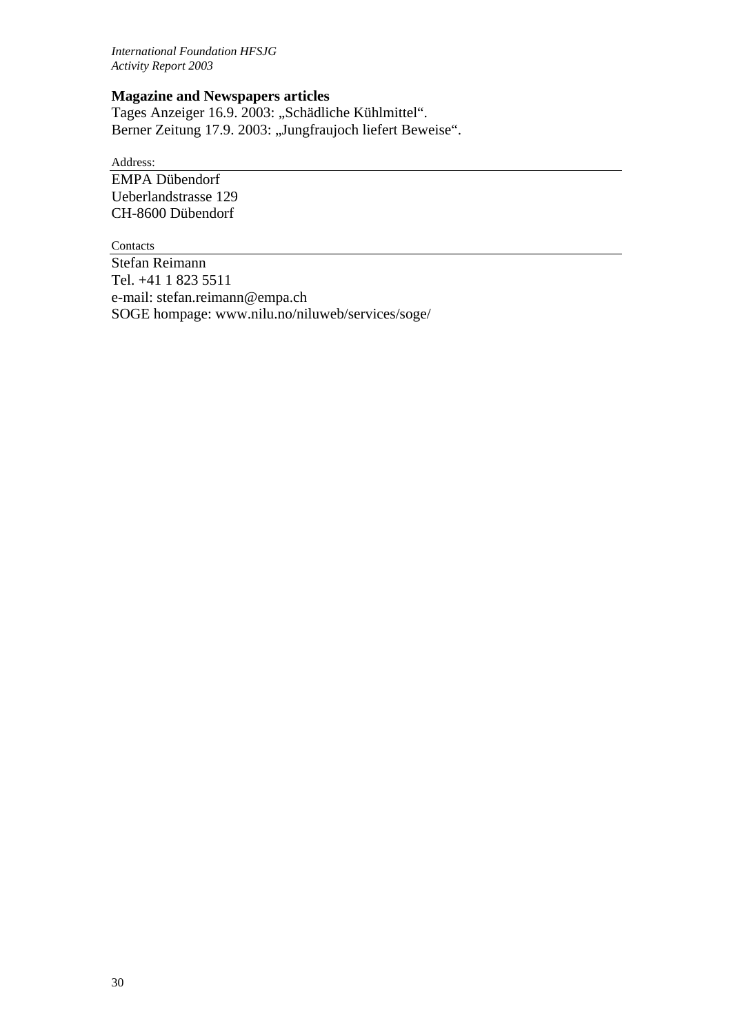**Magazine and Newspapers articles**

Tages Anzeiger 16.9. 2003: „Schädliche Kühlmittel“.
Berner Zeitung 17.9. 2003: „Jungfraujoch liefert Beweise“.

Address:

EMPA Dübendorf
Ueberlandstrasse 129
CH-8600 Dübendorf

Contacts

Stefan Reimann
Tel. +41 1 823 5511
e-mail: stefan.reimann@empa.ch
SOGE hompage: www.nilu.no/niluweb/services/soge/